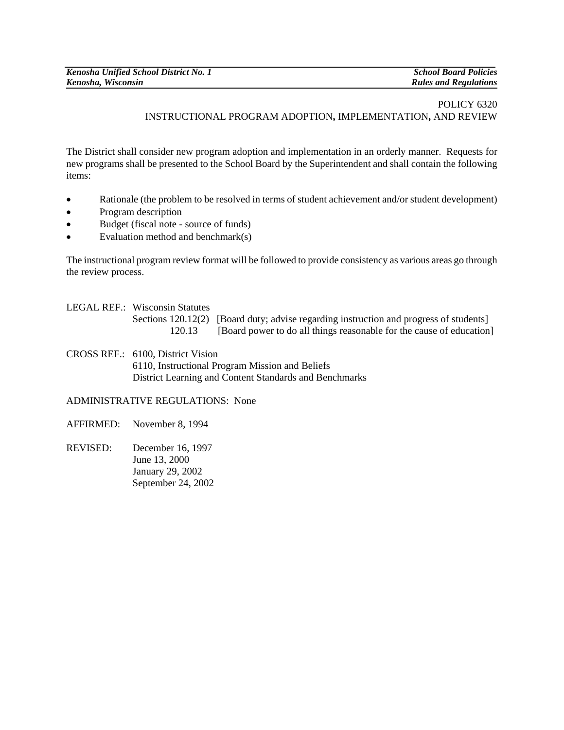# POLICY 6320
## INSTRUCTIONAL PROGRAM ADOPTION, IMPLEMENTATION, AND REVIEW

The District shall consider new program adoption and implementation in an orderly manner. Requests for new programs shall be presented to the School Board by the Superintendent and shall contain the following items:

- Rationale (the problem to be resolved in terms of student achievement and/or student development)
- Program description
- Budget (fiscal note - source of funds)
- Evaluation method and benchmark(s)

The instructional program review format will be followed to provide consistency as various areas go through the review process.

LEGAL REF.: Wisconsin Statutes
Sections 120.12(2) [Board duty; advise regarding instruction and progress of students]
120.13 [Board power to do all things reasonable for the cause of education]

CROSS REF.: 6100, District Vision
6110, Instructional Program Mission and Beliefs
District Learning and Content Standards and Benchmarks

ADMINISTRATIVE REGULATIONS: None

AFFIRMED: November 8, 1994

REVISED: December 16, 1997
June 13, 2000
January 29, 2002
September 24, 2002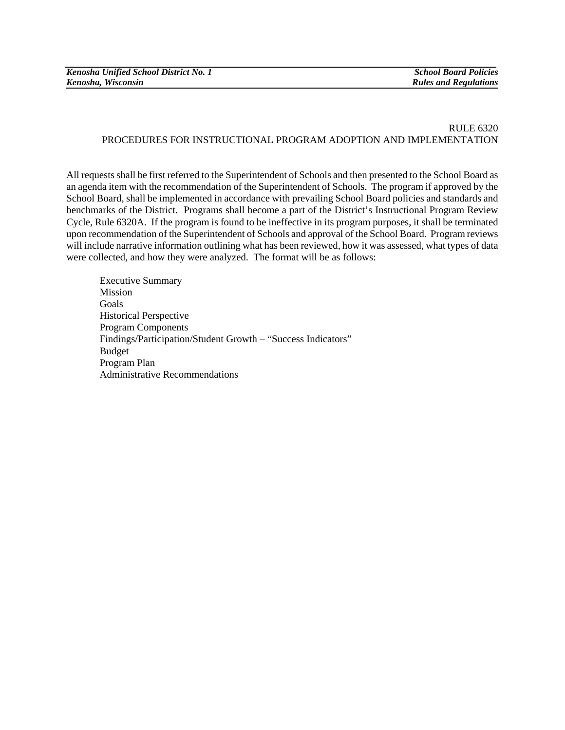# RULE 6320
## PROCEDURES FOR INSTRUCTIONAL PROGRAM ADOPTION AND IMPLEMENTATION

All requests shall be first referred to the Superintendent of Schools and then presented to the School Board as an agenda item with the recommendation of the Superintendent of Schools. The program if approved by the School Board, shall be implemented in accordance with prevailing School Board policies and standards and benchmarks of the District. Programs shall become a part of the District's Instructional Program Review Cycle, Rule 6320A. If the program is found to be ineffective in its program purposes, it shall be terminated upon recommendation of the Superintendent of Schools and approval of the School Board. Program reviews will include narrative information outlining what has been reviewed, how it was assessed, what types of data were collected, and how they were analyzed. The format will be as follows:

- Executive Summary
- Mission
- Goals
- Historical Perspective
- Program Components
- Findings/Participation/Student Growth – "Success Indicators"
- Budget
- Program Plan
- Administrative Recommendations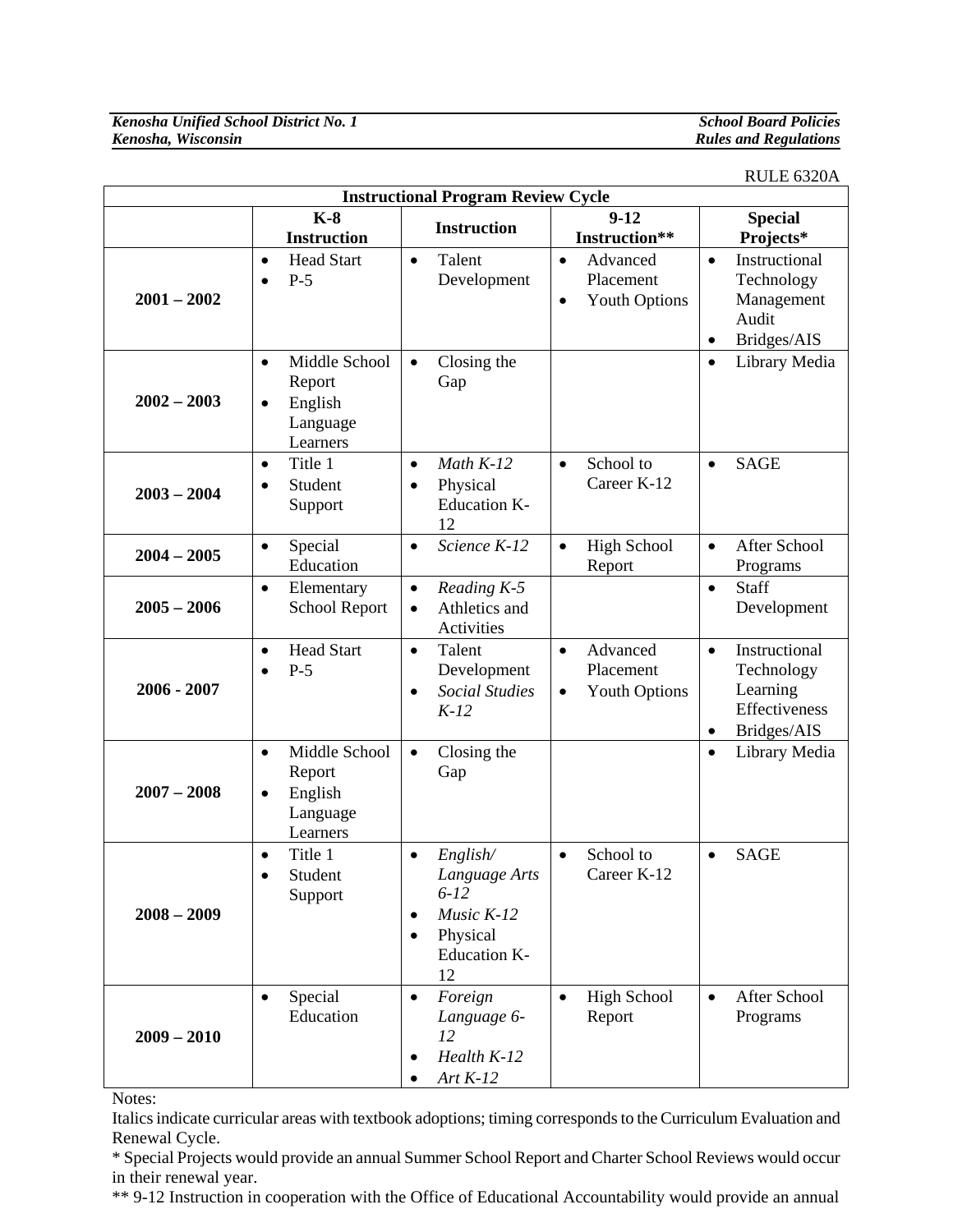RULE 6320A

| Instructional Program Review Cycle | | | | |
|---|---|---|---|---|
| | **K-8 Instruction** | **Instruction** | **9-12 Instruction\*\*** | **Special Projects\*** |
| **2001 – 2002** | • Head Start<br>• P-5 | • Talent Development | • Advanced Placement<br>• Youth Options | • Instructional Technology Management Audit<br>• Bridges/AIS |
| **2002 – 2003** | • Middle School Report<br>• English Language Learners | • Closing the Gap | | • Library Media |
| **2003 – 2004** | • Title 1<br>• Student Support | • *Math K-12*<br>• Physical Education K-12 | • School to Career K-12 | • SAGE |
| **2004 – 2005** | • Special Education | • *Science K-12* | • High School Report | • After School Programs |
| **2005 – 2006** | • Elementary School Report | • *Reading K-5*<br>• Athletics and Activities | | • Staff Development |
| **2006 - 2007** | • Head Start<br>• P-5 | • Talent Development<br>• *Social Studies K-12* | • Advanced Placement<br>• Youth Options | • Instructional Technology Learning Effectiveness<br>• Bridges/AIS |
| **2007 – 2008** | • Middle School Report<br>• English Language Learners | • Closing the Gap | | • Library Media |
| **2008 – 2009** | • Title 1<br>• Student Support | • *English/ Language Arts 6-12*<br>• *Music K-12*<br>• Physical Education K-12 | • School to Career K-12 | • SAGE |
| **2009 – 2010** | • Special Education | • *Foreign Language 6-12*<br>• *Health K-12*<br>• *Art K-12* | • High School Report | • After School Programs |

Notes:

Italics indicate curricular areas with textbook adoptions; timing corresponds to the Curriculum Evaluation and Renewal Cycle.

\* Special Projects would provide an annual Summer School Report and Charter School Reviews would occur in their renewal year.

\*\* 9-12 Instruction in cooperation with the Office of Educational Accountability would provide an annual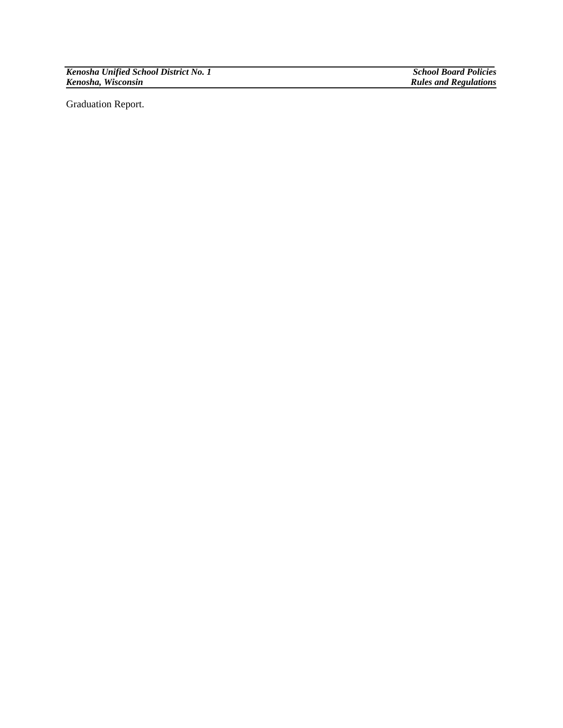Graduation Report.